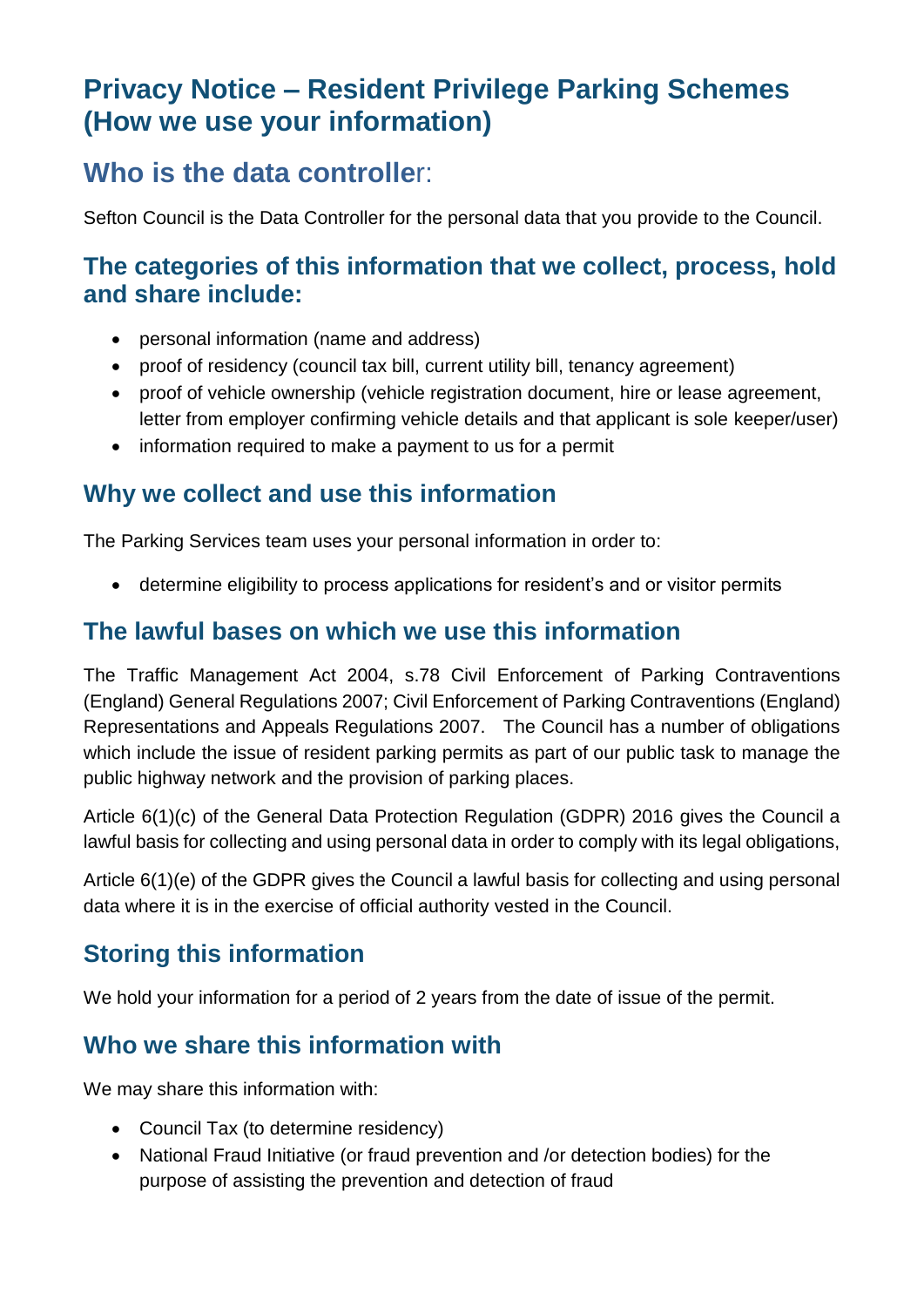# Privacy Notice – Resident Privilege Parking Schemes (How we use your information)

## Who is the data controller:

Sefton Council is the Data Controller for the personal data that you provide to the Council.

### The categories of this information that we collect, process, hold and share include:

- personal information (name and address)
- proof of residency (council tax bill, current utility bill, tenancy agreement)
- proof of vehicle ownership (vehicle registration document, hire or lease agreement, letter from employer confirming vehicle details and that applicant is sole keeper/user)
- information required to make a payment to us for a permit

### Why we collect and use this information

The Parking Services team uses your personal information in order to:

- determine eligibility to process applications for resident's and or visitor permits

### The lawful bases on which we use this information

The Traffic Management Act 2004, s.78 Civil Enforcement of Parking Contraventions (England) General Regulations 2007; Civil Enforcement of Parking Contraventions (England) Representations and Appeals Regulations 2007. The Council has a number of obligations which include the issue of resident parking permits as part of our public task to manage the public highway network and the provision of parking places.

Article 6(1)(c) of the General Data Protection Regulation (GDPR) 2016 gives the Council a lawful basis for collecting and using personal data in order to comply with its legal obligations,

Article 6(1)(e) of the GDPR gives the Council a lawful basis for collecting and using personal data where it is in the exercise of official authority vested in the Council.

### Storing this information

We hold your information for a period of 2 years from the date of issue of the permit.

### Who we share this information with

We may share this information with:

- Council Tax (to determine residency)
- National Fraud Initiative (or fraud prevention and /or detection bodies) for the purpose of assisting the prevention and detection of fraud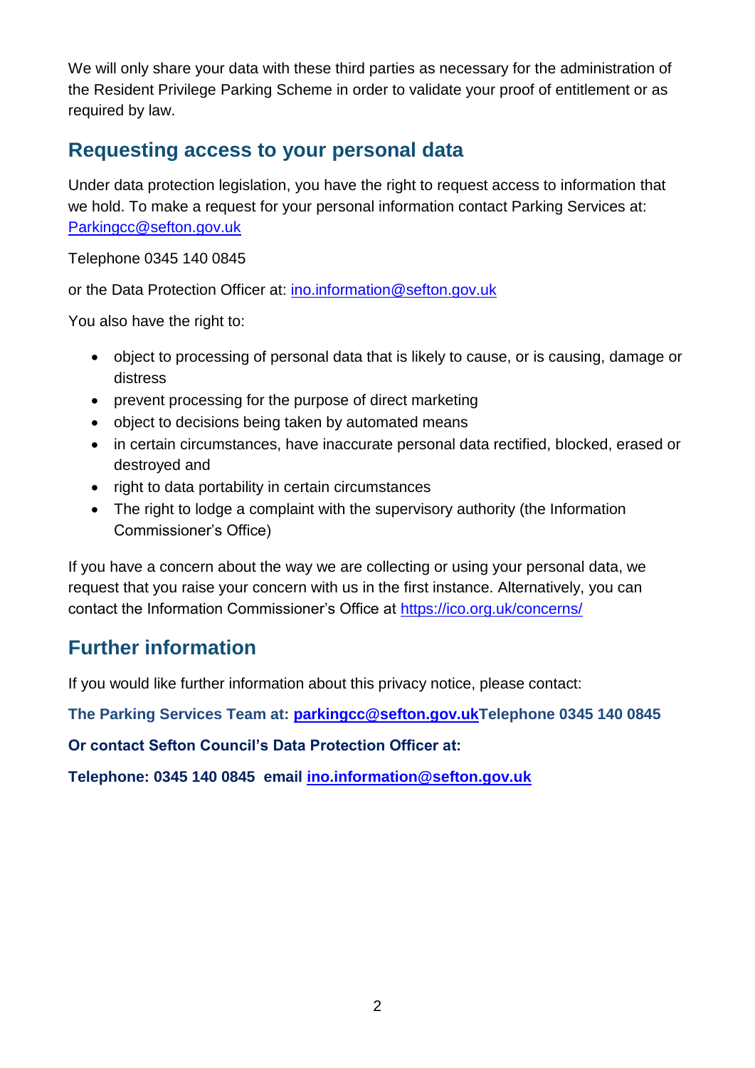We will only share your data with these third parties as necessary for the administration of the Resident Privilege Parking Scheme in order to validate your proof of entitlement or as required by law.

## Requesting access to your personal data

Under data protection legislation, you have the right to request access to information that we hold. To make a request for your personal information contact Parking Services at: Parkingcc@sefton.gov.uk

Telephone 0345 140 0845

or the Data Protection Officer at: ino.information@sefton.gov.uk

You also have the right to:

- object to processing of personal data that is likely to cause, or is causing, damage or distress
- prevent processing for the purpose of direct marketing
- object to decisions being taken by automated means
- in certain circumstances, have inaccurate personal data rectified, blocked, erased or destroyed and
- right to data portability in certain circumstances
- The right to lodge a complaint with the supervisory authority (the Information Commissioner's Office)

If you have a concern about the way we are collecting or using your personal data, we request that you raise your concern with us in the first instance. Alternatively, you can contact the Information Commissioner's Office at https://ico.org.uk/concerns/

## Further information

If you would like further information about this privacy notice, please contact:

**The Parking Services Team at: parkingcc@sefton.gov.ukTelephone 0345 140 0845**

**Or contact Sefton Council's Data Protection Officer at:**

**Telephone: 0345 140 0845 email ino.information@sefton.gov.uk**